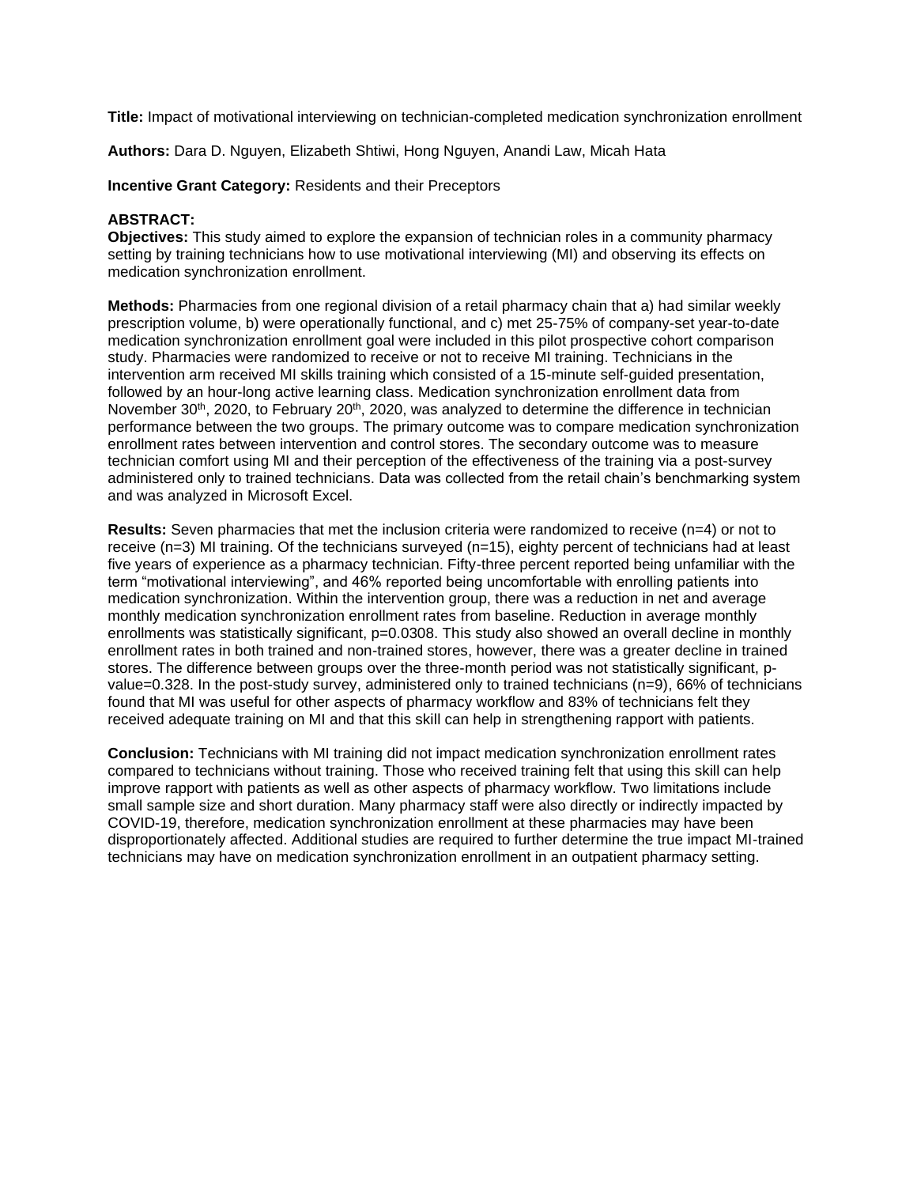**Title:** Impact of motivational interviewing on technician-completed medication synchronization enrollment

**Authors:** Dara D. Nguyen, Elizabeth Shtiwi, Hong Nguyen, Anandi Law, Micah Hata

**Incentive Grant Category:** Residents and their Preceptors

**ABSTRACT:**

**Objectives:** This study aimed to explore the expansion of technician roles in a community pharmacy setting by training technicians how to use motivational interviewing (MI) and observing its effects on medication synchronization enrollment.

**Methods:** Pharmacies from one regional division of a retail pharmacy chain that a) had similar weekly prescription volume, b) were operationally functional, and c) met 25-75% of company-set year-to-date medication synchronization enrollment goal were included in this pilot prospective cohort comparison study. Pharmacies were randomized to receive or not to receive MI training. Technicians in the intervention arm received MI skills training which consisted of a 15-minute self-guided presentation, followed by an hour-long active learning class. Medication synchronization enrollment data from November 30th, 2020, to February 20th, 2020, was analyzed to determine the difference in technician performance between the two groups. The primary outcome was to compare medication synchronization enrollment rates between intervention and control stores. The secondary outcome was to measure technician comfort using MI and their perception of the effectiveness of the training via a post-survey administered only to trained technicians. Data was collected from the retail chain's benchmarking system and was analyzed in Microsoft Excel.

**Results:** Seven pharmacies that met the inclusion criteria were randomized to receive (n=4) or not to receive (n=3) MI training. Of the technicians surveyed (n=15), eighty percent of technicians had at least five years of experience as a pharmacy technician. Fifty-three percent reported being unfamiliar with the term "motivational interviewing", and 46% reported being uncomfortable with enrolling patients into medication synchronization. Within the intervention group, there was a reduction in net and average monthly medication synchronization enrollment rates from baseline. Reduction in average monthly enrollments was statistically significant, p=0.0308. This study also showed an overall decline in monthly enrollment rates in both trained and non-trained stores, however, there was a greater decline in trained stores. The difference between groups over the three-month period was not statistically significant, p-value=0.328. In the post-study survey, administered only to trained technicians (n=9), 66% of technicians found that MI was useful for other aspects of pharmacy workflow and 83% of technicians felt they received adequate training on MI and that this skill can help in strengthening rapport with patients.

**Conclusion:** Technicians with MI training did not impact medication synchronization enrollment rates compared to technicians without training. Those who received training felt that using this skill can help improve rapport with patients as well as other aspects of pharmacy workflow. Two limitations include small sample size and short duration. Many pharmacy staff were also directly or indirectly impacted by COVID-19, therefore, medication synchronization enrollment at these pharmacies may have been disproportionately affected. Additional studies are required to further determine the true impact MI-trained technicians may have on medication synchronization enrollment in an outpatient pharmacy setting.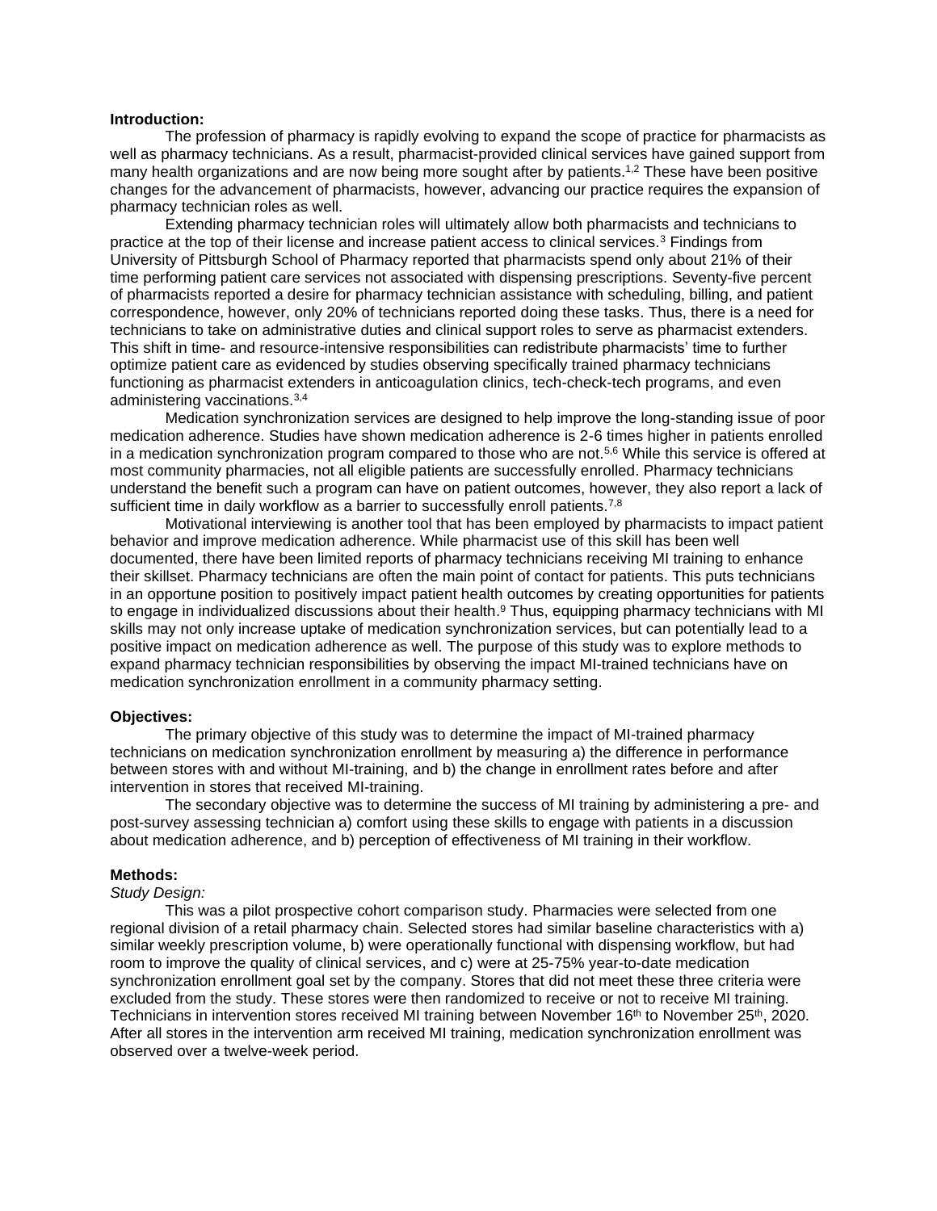**Introduction:**

The profession of pharmacy is rapidly evolving to expand the scope of practice for pharmacists as well as pharmacy technicians. As a result, pharmacist-provided clinical services have gained support from many health organizations and are now being more sought after by patients.[1,2] These have been positive changes for the advancement of pharmacists, however, advancing our practice requires the expansion of pharmacy technician roles as well.

Extending pharmacy technician roles will ultimately allow both pharmacists and technicians to practice at the top of their license and increase patient access to clinical services.[3] Findings from University of Pittsburgh School of Pharmacy reported that pharmacists spend only about 21% of their time performing patient care services not associated with dispensing prescriptions. Seventy-five percent of pharmacists reported a desire for pharmacy technician assistance with scheduling, billing, and patient correspondence, however, only 20% of technicians reported doing these tasks. Thus, there is a need for technicians to take on administrative duties and clinical support roles to serve as pharmacist extenders. This shift in time- and resource-intensive responsibilities can redistribute pharmacists' time to further optimize patient care as evidenced by studies observing specifically trained pharmacy technicians functioning as pharmacist extenders in anticoagulation clinics, tech-check-tech programs, and even administering vaccinations.[3,4]

Medication synchronization services are designed to help improve the long-standing issue of poor medication adherence. Studies have shown medication adherence is 2-6 times higher in patients enrolled in a medication synchronization program compared to those who are not.[5,6] While this service is offered at most community pharmacies, not all eligible patients are successfully enrolled. Pharmacy technicians understand the benefit such a program can have on patient outcomes, however, they also report a lack of sufficient time in daily workflow as a barrier to successfully enroll patients.[7,8]

Motivational interviewing is another tool that has been employed by pharmacists to impact patient behavior and improve medication adherence. While pharmacist use of this skill has been well documented, there have been limited reports of pharmacy technicians receiving MI training to enhance their skillset. Pharmacy technicians are often the main point of contact for patients. This puts technicians in an opportune position to positively impact patient health outcomes by creating opportunities for patients to engage in individualized discussions about their health.[9] Thus, equipping pharmacy technicians with MI skills may not only increase uptake of medication synchronization services, but can potentially lead to a positive impact on medication adherence as well. The purpose of this study was to explore methods to expand pharmacy technician responsibilities by observing the impact MI-trained technicians have on medication synchronization enrollment in a community pharmacy setting.

**Objectives:**

The primary objective of this study was to determine the impact of MI-trained pharmacy technicians on medication synchronization enrollment by measuring a) the difference in performance between stores with and without MI-training, and b) the change in enrollment rates before and after intervention in stores that received MI-training.

The secondary objective was to determine the success of MI training by administering a pre- and post-survey assessing technician a) comfort using these skills to engage with patients in a discussion about medication adherence, and b) perception of effectiveness of MI training in their workflow.

**Methods:**

*Study Design:*

This was a pilot prospective cohort comparison study. Pharmacies were selected from one regional division of a retail pharmacy chain. Selected stores had similar baseline characteristics with a) similar weekly prescription volume, b) were operationally functional with dispensing workflow, but had room to improve the quality of clinical services, and c) were at 25-75% year-to-date medication synchronization enrollment goal set by the company. Stores that did not meet these three criteria were excluded from the study. These stores were then randomized to receive or not to receive MI training. Technicians in intervention stores received MI training between November 16th to November 25th, 2020. After all stores in the intervention arm received MI training, medication synchronization enrollment was observed over a twelve-week period.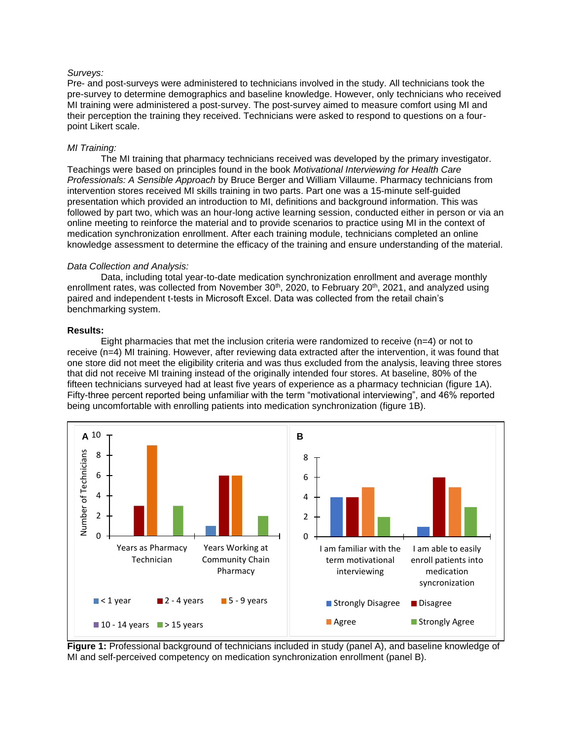*Surveys:*

Pre- and post-surveys were administered to technicians involved in the study. All technicians took the pre-survey to determine demographics and baseline knowledge. However, only technicians who received MI training were administered a post-survey. The post-survey aimed to measure comfort using MI and their perception the training they received. Technicians were asked to respond to questions on a four-point Likert scale.

*MI Training:*

The MI training that pharmacy technicians received was developed by the primary investigator. Teachings were based on principles found in the book *Motivational Interviewing for Health Care Professionals: A Sensible Approach* by Bruce Berger and William Villaume. Pharmacy technicians from intervention stores received MI skills training in two parts. Part one was a 15-minute self-guided presentation which provided an introduction to MI, definitions and background information. This was followed by part two, which was an hour-long active learning session, conducted either in person or via an online meeting to reinforce the material and to provide scenarios to practice using MI in the context of medication synchronization enrollment. After each training module, technicians completed an online knowledge assessment to determine the efficacy of the training and ensure understanding of the material.

*Data Collection and Analysis:*

Data, including total year-to-date medication synchronization enrollment and average monthly enrollment rates, was collected from November 30th, 2020, to February 20th, 2021, and analyzed using paired and independent t-tests in Microsoft Excel. Data was collected from the retail chain's benchmarking system.

**Results:**

Eight pharmacies that met the inclusion criteria were randomized to receive (n=4) or not to receive (n=4) MI training. However, after reviewing data extracted after the intervention, it was found that one store did not meet the eligibility criteria and was thus excluded from the analysis, leaving three stores that did not receive MI training instead of the originally intended four stores. At baseline, 80% of the fifteen technicians surveyed had at least five years of experience as a pharmacy technician (figure 1A). Fifty-three percent reported being unfamiliar with the term "motivational interviewing", and 46% reported being uncomfortable with enrolling patients into medication synchronization (figure 1B).

| Panel A: Number of Technicians | < 1 year | 2 - 4 years | 5 - 9 years | 10 - 14 years | > 15 years |
|---|---|---|---|---|---|
| Years as Pharmacy Technician | 0 | 3 | 9 | 0 | 3 |
| Years Working at Community Chain Pharmacy | 1 | 6 | 6 | 0 | 2 |

| Panel B | Strongly Disagree | Disagree | Agree | Strongly Agree |
|---|---|---|---|---|
| I am familiar with the term motivational interviewing | 4 | 4 | 5 | 2 |
| I am able to easily enroll patients into medication syncronization | 1 | 6 | 5 | 3 |

**Figure 1:** Professional background of technicians included in study (panel A), and baseline knowledge of MI and self-perceived competency on medication synchronization enrollment (panel B).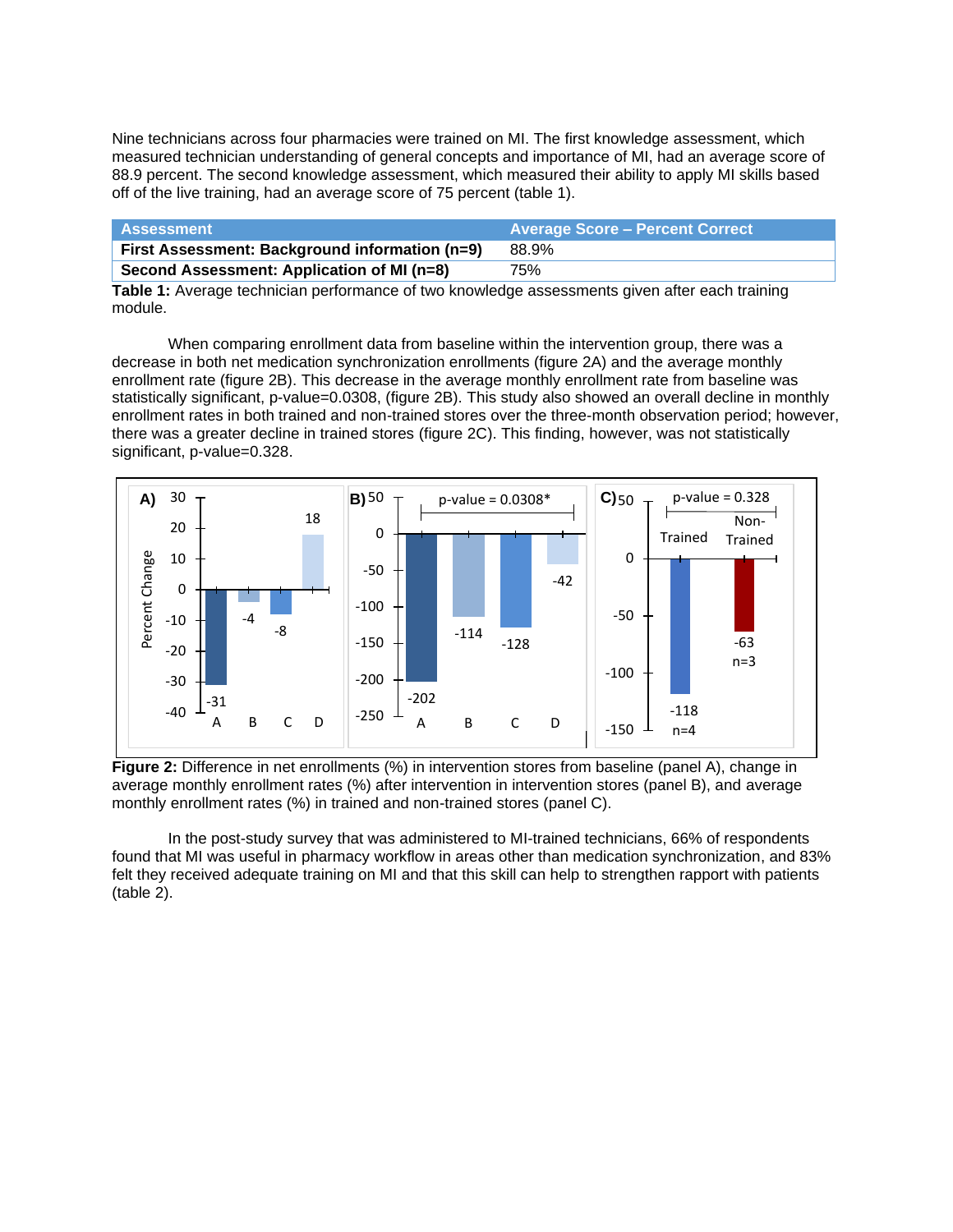Nine technicians across four pharmacies were trained on MI. The first knowledge assessment, which measured technician understanding of general concepts and importance of MI, had an average score of 88.9 percent. The second knowledge assessment, which measured their ability to apply MI skills based off of the live training, had an average score of 75 percent (table 1).

| Assessment | Average Score – Percent Correct |
| --- | --- |
| **First Assessment: Background information (n=9)** | 88.9% |
| **Second Assessment: Application of MI (n=8)** | 75% |

**Table 1:** Average technician performance of two knowledge assessments given after each training module.

When comparing enrollment data from baseline within the intervention group, there was a decrease in both net medication synchronization enrollments (figure 2A) and the average monthly enrollment rate (figure 2B). This decrease in the average monthly enrollment rate from baseline was statistically significant, p-value=0.0308, (figure 2B). This study also showed an overall decline in monthly enrollment rates in both trained and non-trained stores over the three-month observation period; however, there was a greater decline in trained stores (figure 2C). This finding, however, was not statistically significant, p-value=0.328.

**Figure 2:** Difference in net enrollments (%) in intervention stores from baseline (panel A), change in average monthly enrollment rates (%) after intervention in intervention stores (panel B), and average monthly enrollment rates (%) in trained and non-trained stores (panel C).

In the post-study survey that was administered to MI-trained technicians, 66% of respondents found that MI was useful in pharmacy workflow in areas other than medication synchronization, and 83% felt they received adequate training on MI and that this skill can help to strengthen rapport with patients (table 2).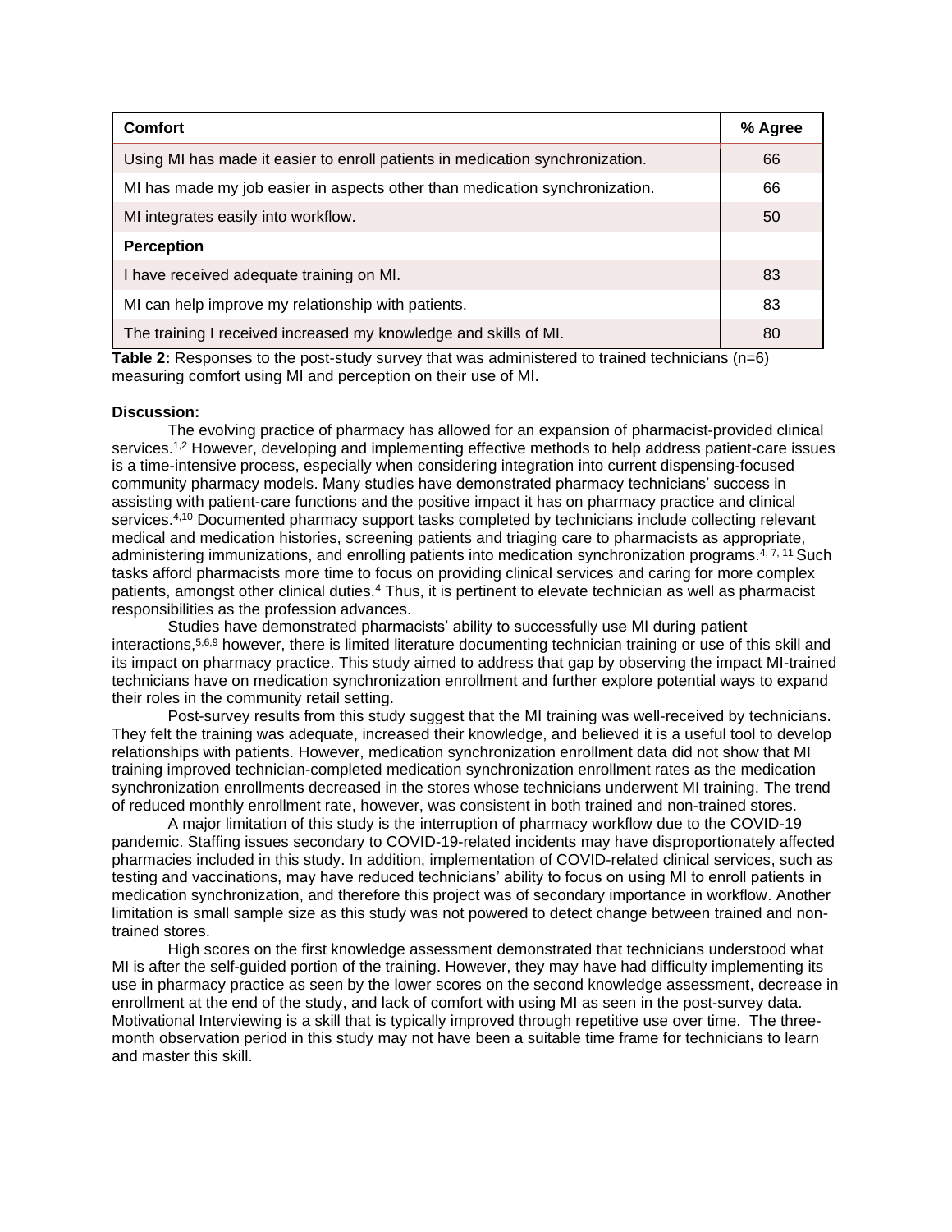| Comfort | % Agree |
|---|---|
| Using MI has made it easier to enroll patients in medication synchronization. | 66 |
| MI has made my job easier in aspects other than medication synchronization. | 66 |
| MI integrates easily into workflow. | 50 |
| **Perception** | |
| I have received adequate training on MI. | 83 |
| MI can help improve my relationship with patients. | 83 |
| The training I received increased my knowledge and skills of MI. | 80 |

**Table 2:** Responses to the post-study survey that was administered to trained technicians (n=6) measuring comfort using MI and perception on their use of MI.

**Discussion:**

The evolving practice of pharmacy has allowed for an expansion of pharmacist-provided clinical services.[1,2] However, developing and implementing effective methods to help address patient-care issues is a time-intensive process, especially when considering integration into current dispensing-focused community pharmacy models. Many studies have demonstrated pharmacy technicians' success in assisting with patient-care functions and the positive impact it has on pharmacy practice and clinical services.[4,10] Documented pharmacy support tasks completed by technicians include collecting relevant medical and medication histories, screening patients and triaging care to pharmacists as appropriate, administering immunizations, and enrolling patients into medication synchronization programs.[4, 7, 11] Such tasks afford pharmacists more time to focus on providing clinical services and caring for more complex patients, amongst other clinical duties.[4] Thus, it is pertinent to elevate technician as well as pharmacist responsibilities as the profession advances.

Studies have demonstrated pharmacists' ability to successfully use MI during patient interactions,[5,6,9] however, there is limited literature documenting technician training or use of this skill and its impact on pharmacy practice. This study aimed to address that gap by observing the impact MI-trained technicians have on medication synchronization enrollment and further explore potential ways to expand their roles in the community retail setting.

Post-survey results from this study suggest that the MI training was well-received by technicians. They felt the training was adequate, increased their knowledge, and believed it is a useful tool to develop relationships with patients. However, medication synchronization enrollment data did not show that MI training improved technician-completed medication synchronization enrollment rates as the medication synchronization enrollments decreased in the stores whose technicians underwent MI training. The trend of reduced monthly enrollment rate, however, was consistent in both trained and non-trained stores.

A major limitation of this study is the interruption of pharmacy workflow due to the COVID-19 pandemic. Staffing issues secondary to COVID-19-related incidents may have disproportionately affected pharmacies included in this study. In addition, implementation of COVID-related clinical services, such as testing and vaccinations, may have reduced technicians' ability to focus on using MI to enroll patients in medication synchronization, and therefore this project was of secondary importance in workflow. Another limitation is small sample size as this study was not powered to detect change between trained and non-trained stores.

High scores on the first knowledge assessment demonstrated that technicians understood what MI is after the self-guided portion of the training. However, they may have had difficulty implementing its use in pharmacy practice as seen by the lower scores on the second knowledge assessment, decrease in enrollment at the end of the study, and lack of comfort with using MI as seen in the post-survey data. Motivational Interviewing is a skill that is typically improved through repetitive use over time. The three-month observation period in this study may not have been a suitable time frame for technicians to learn and master this skill.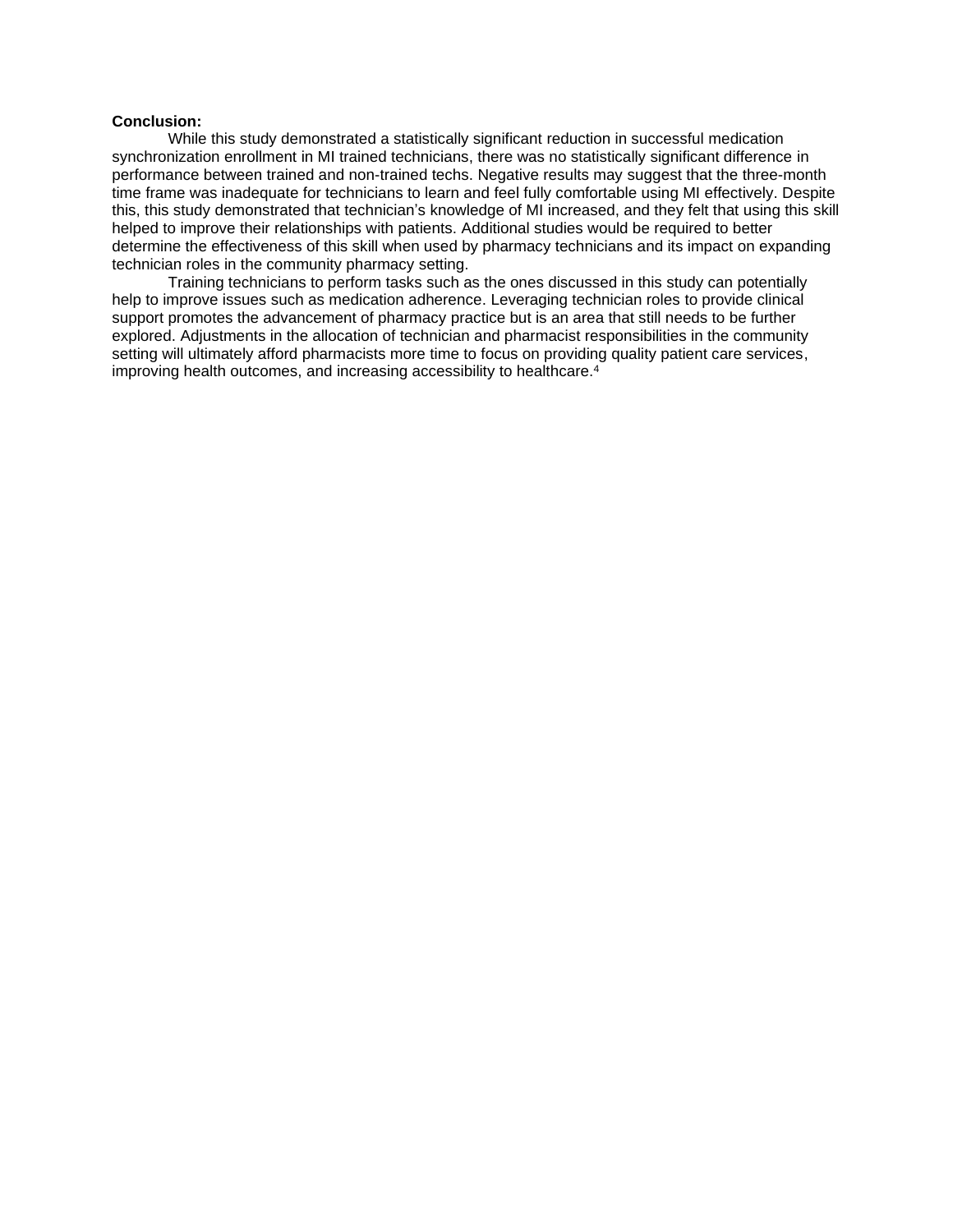**Conclusion:**

While this study demonstrated a statistically significant reduction in successful medication synchronization enrollment in MI trained technicians, there was no statistically significant difference in performance between trained and non-trained techs. Negative results may suggest that the three-month time frame was inadequate for technicians to learn and feel fully comfortable using MI effectively. Despite this, this study demonstrated that technician's knowledge of MI increased, and they felt that using this skill helped to improve their relationships with patients. Additional studies would be required to better determine the effectiveness of this skill when used by pharmacy technicians and its impact on expanding technician roles in the community pharmacy setting.

Training technicians to perform tasks such as the ones discussed in this study can potentially help to improve issues such as medication adherence. Leveraging technician roles to provide clinical support promotes the advancement of pharmacy practice but is an area that still needs to be further explored. Adjustments in the allocation of technician and pharmacist responsibilities in the community setting will ultimately afford pharmacists more time to focus on providing quality patient care services, improving health outcomes, and increasing accessibility to healthcare.[4]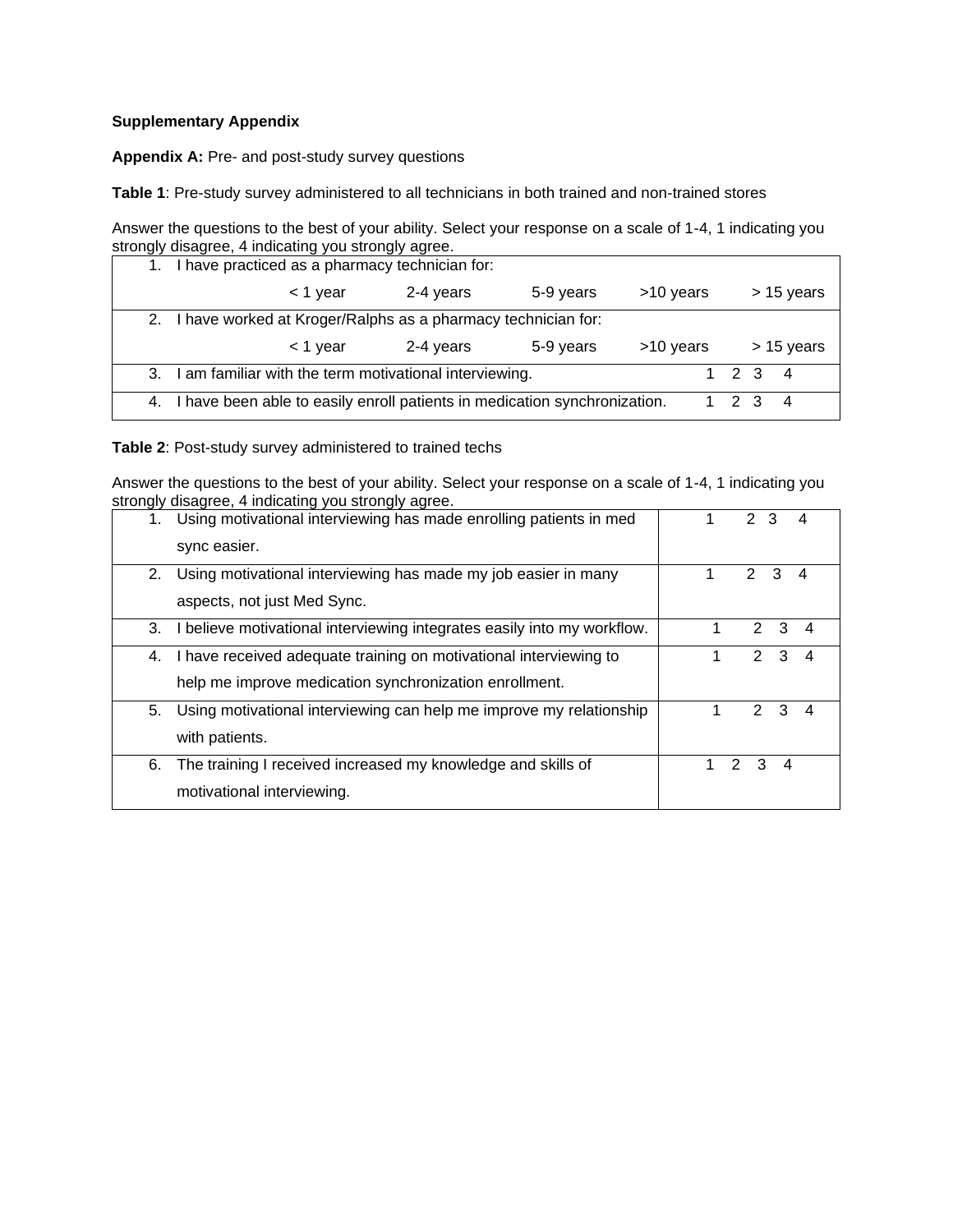**Supplementary Appendix**

**Appendix A:** Pre- and post-study survey questions

**Table 1**: Pre-study survey administered to all technicians in both trained and non-trained stores

Answer the questions to the best of your ability. Select your response on a scale of 1-4, 1 indicating you strongly disagree, 4 indicating you strongly agree.

| | | | | | |
|---|---|---|---|---|---|
| 1. I have practiced as a pharmacy technician for: | | | | | |
| | < 1 year | 2-4 years | 5-9 years | >10 years | > 15 years |
| 2. I have worked at Kroger/Ralphs as a pharmacy technician for: | | | | | |
| | < 1 year | 2-4 years | 5-9 years | >10 years | > 15 years |
| 3. I am familiar with the term motivational interviewing. | | | | | 1 2 3 4 |
| 4. I have been able to easily enroll patients in medication synchronization. | | | | | 1 2 3 4 |

**Table 2**: Post-study survey administered to trained techs

Answer the questions to the best of your ability. Select your response on a scale of 1-4, 1 indicating you strongly disagree, 4 indicating you strongly agree.

| | |
|---|---|
| 1. Using motivational interviewing has made enrolling patients in med sync easier. | 1 2 3 4 |
| 2. Using motivational interviewing has made my job easier in many aspects, not just Med Sync. | 1 2 3 4 |
| 3. I believe motivational interviewing integrates easily into my workflow. | 1 2 3 4 |
| 4. I have received adequate training on motivational interviewing to help me improve medication synchronization enrollment. | 1 2 3 4 |
| 5. Using motivational interviewing can help me improve my relationship with patients. | 1 2 3 4 |
| 6. The training I received increased my knowledge and skills of motivational interviewing. | 1 2 3 4 |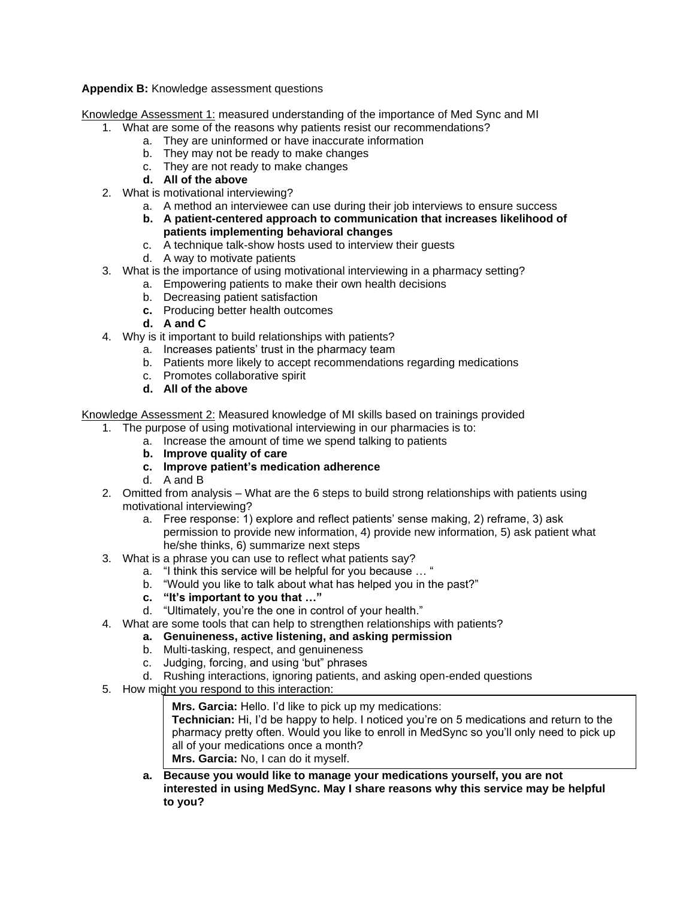**Appendix B:** Knowledge assessment questions

Knowledge Assessment 1: measured understanding of the importance of Med Sync and MI

1. What are some of the reasons why patients resist our recommendations?
    a. They are uninformed or have inaccurate information
    b. They may not be ready to make changes
    c. They are not ready to make changes
    **d. All of the above**
2. What is motivational interviewing?
    a. A method an interviewee can use during their job interviews to ensure success
    **b. A patient-centered approach to communication that increases likelihood of patients implementing behavioral changes**
    c. A technique talk-show hosts used to interview their guests
    d. A way to motivate patients
3. What is the importance of using motivational interviewing in a pharmacy setting?
    a. Empowering patients to make their own health decisions
    b. Decreasing patient satisfaction
    **c.** Producing better health outcomes
    **d. A and C**
4. Why is it important to build relationships with patients?
    a. Increases patients' trust in the pharmacy team
    b. Patients more likely to accept recommendations regarding medications
    c. Promotes collaborative spirit
    **d. All of the above**

Knowledge Assessment 2: Measured knowledge of MI skills based on trainings provided

1. The purpose of using motivational interviewing in our pharmacies is to:
    a. Increase the amount of time we spend talking to patients
    **b. Improve quality of care**
    **c. Improve patient's medication adherence**
    d. A and B
2. Omitted from analysis – What are the 6 steps to build strong relationships with patients using motivational interviewing?
    a. Free response: 1) explore and reflect patients' sense making, 2) reframe, 3) ask permission to provide new information, 4) provide new information, 5) ask patient what he/she thinks, 6) summarize next steps
3. What is a phrase you can use to reflect what patients say?
    a. "I think this service will be helpful for you because … "
    b. "Would you like to talk about what has helped you in the past?"
    **c. "It's important to you that …"**
    d. "Ultimately, you're the one in control of your health."
4. What are some tools that can help to strengthen relationships with patients?
    **a. Genuineness, active listening, and asking permission**
    b. Multi-tasking, respect, and genuineness
    c. Judging, forcing, and using 'but" phrases
    d. Rushing interactions, ignoring patients, and asking open-ended questions
5. How might you respond to this interaction:

    > **Mrs. Garcia:** Hello. I'd like to pick up my medications:
    > **Technician:** Hi, I'd be happy to help. I noticed you're on 5 medications and return to the pharmacy pretty often. Would you like to enroll in MedSync so you'll only need to pick up all of your medications once a month?
    > **Mrs. Garcia:** No, I can do it myself.

    **a. Because you would like to manage your medications yourself, you are not interested in using MedSync. May I share reasons why this service may be helpful to you?**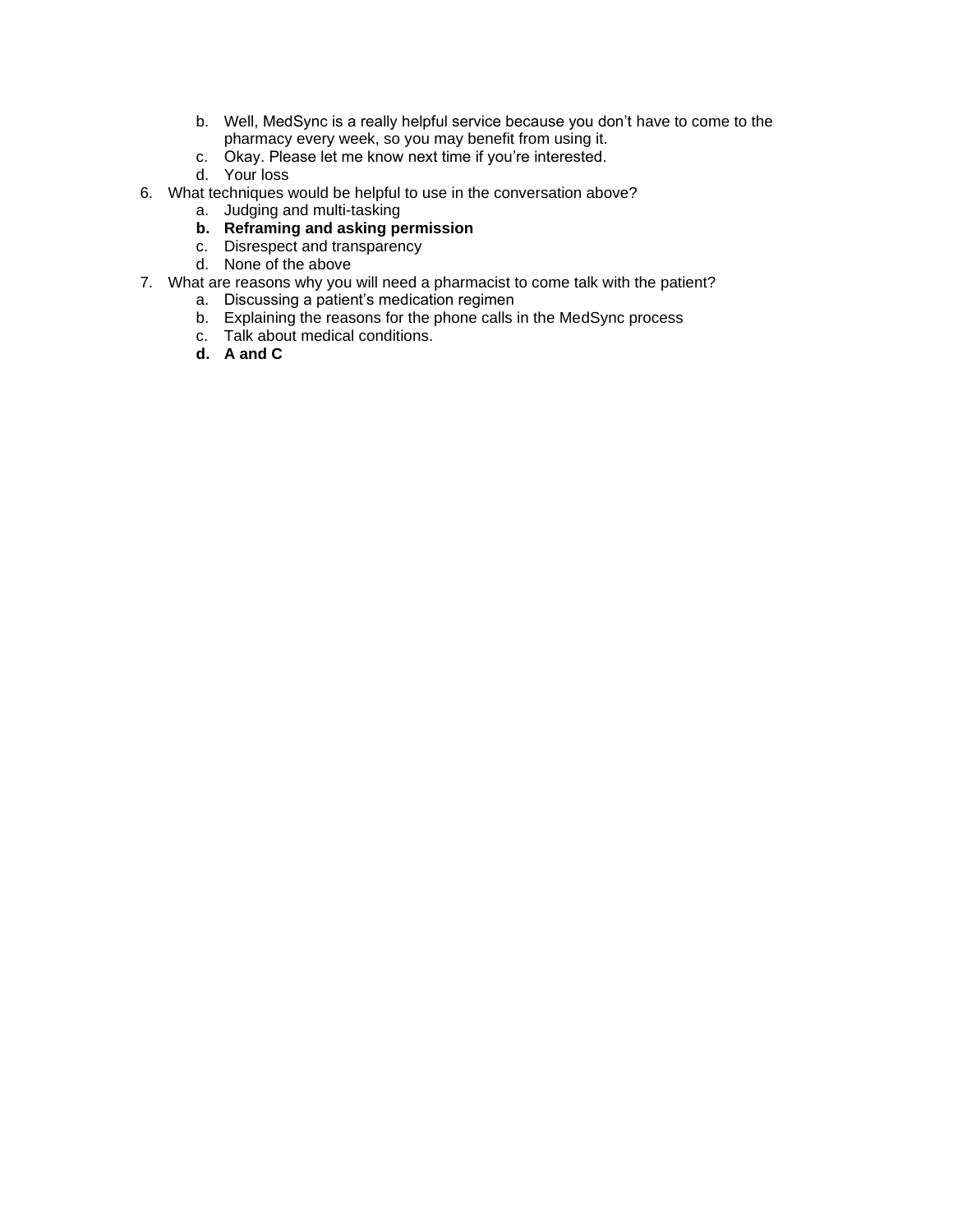b. Well, MedSync is a really helpful service because you don't have to come to the pharmacy every week, so you may benefit from using it.
   c. Okay. Please let me know next time if you're interested.
   d. Your loss

6. What techniques would be helpful to use in the conversation above?
   a. Judging and multi-tasking
   **b. Reframing and asking permission**
   c. Disrespect and transparency
   d. None of the above

7. What are reasons why you will need a pharmacist to come talk with the patient?
   a. Discussing a patient's medication regimen
   b. Explaining the reasons for the phone calls in the MedSync process
   c. Talk about medical conditions.
   **d. A and C**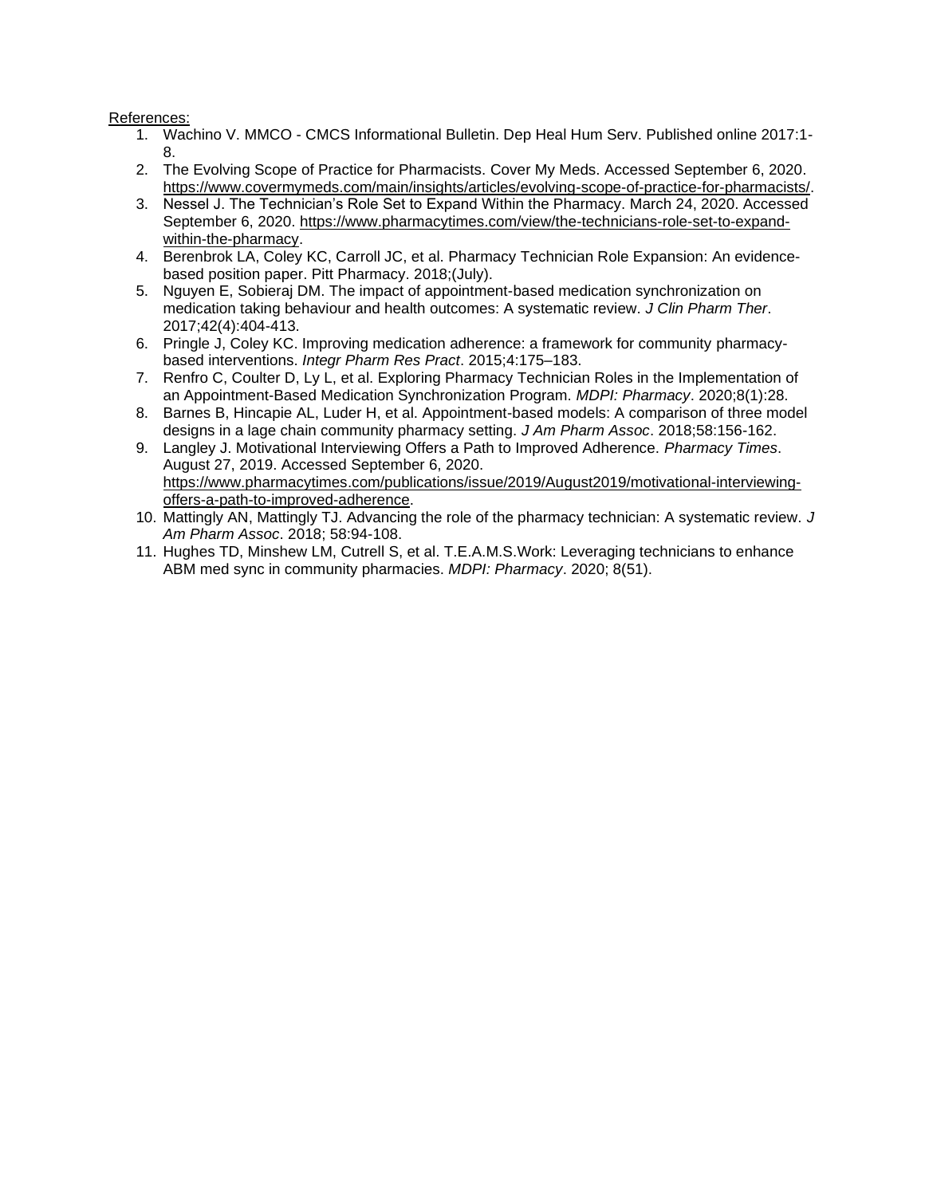References:

1. Wachino V. MMCO - CMCS Informational Bulletin. Dep Heal Hum Serv. Published online 2017:1-8.
2. The Evolving Scope of Practice for Pharmacists. Cover My Meds. Accessed September 6, 2020. https://www.covermymeds.com/main/insights/articles/evolving-scope-of-practice-for-pharmacists/.
3. Nessel J. The Technician's Role Set to Expand Within the Pharmacy. March 24, 2020. Accessed September 6, 2020. https://www.pharmacytimes.com/view/the-technicians-role-set-to-expand-within-the-pharmacy.
4. Berenbrok LA, Coley KC, Carroll JC, et al. Pharmacy Technician Role Expansion: An evidence-based position paper. Pitt Pharmacy. 2018;(July).
5. Nguyen E, Sobieraj DM. The impact of appointment-based medication synchronization on medication taking behaviour and health outcomes: A systematic review. *J Clin Pharm Ther*. 2017;42(4):404-413.
6. Pringle J, Coley KC. Improving medication adherence: a framework for community pharmacy-based interventions. *Integr Pharm Res Pract*. 2015;4:175–183.
7. Renfro C, Coulter D, Ly L, et al. Exploring Pharmacy Technician Roles in the Implementation of an Appointment-Based Medication Synchronization Program. *MDPI: Pharmacy*. 2020;8(1):28.
8. Barnes B, Hincapie AL, Luder H, et al. Appointment-based models: A comparison of three model designs in a lage chain community pharmacy setting. *J Am Pharm Assoc*. 2018;58:156-162.
9. Langley J. Motivational Interviewing Offers a Path to Improved Adherence. *Pharmacy Times*. August 27, 2019. Accessed September 6, 2020. https://www.pharmacytimes.com/publications/issue/2019/August2019/motivational-interviewing-offers-a-path-to-improved-adherence.
10. Mattingly AN, Mattingly TJ. Advancing the role of the pharmacy technician: A systematic review. *J Am Pharm Assoc*. 2018; 58:94-108.
11. Hughes TD, Minshew LM, Cutrell S, et al. T.E.A.M.S.Work: Leveraging technicians to enhance ABM med sync in community pharmacies. *MDPI: Pharmacy*. 2020; 8(51).